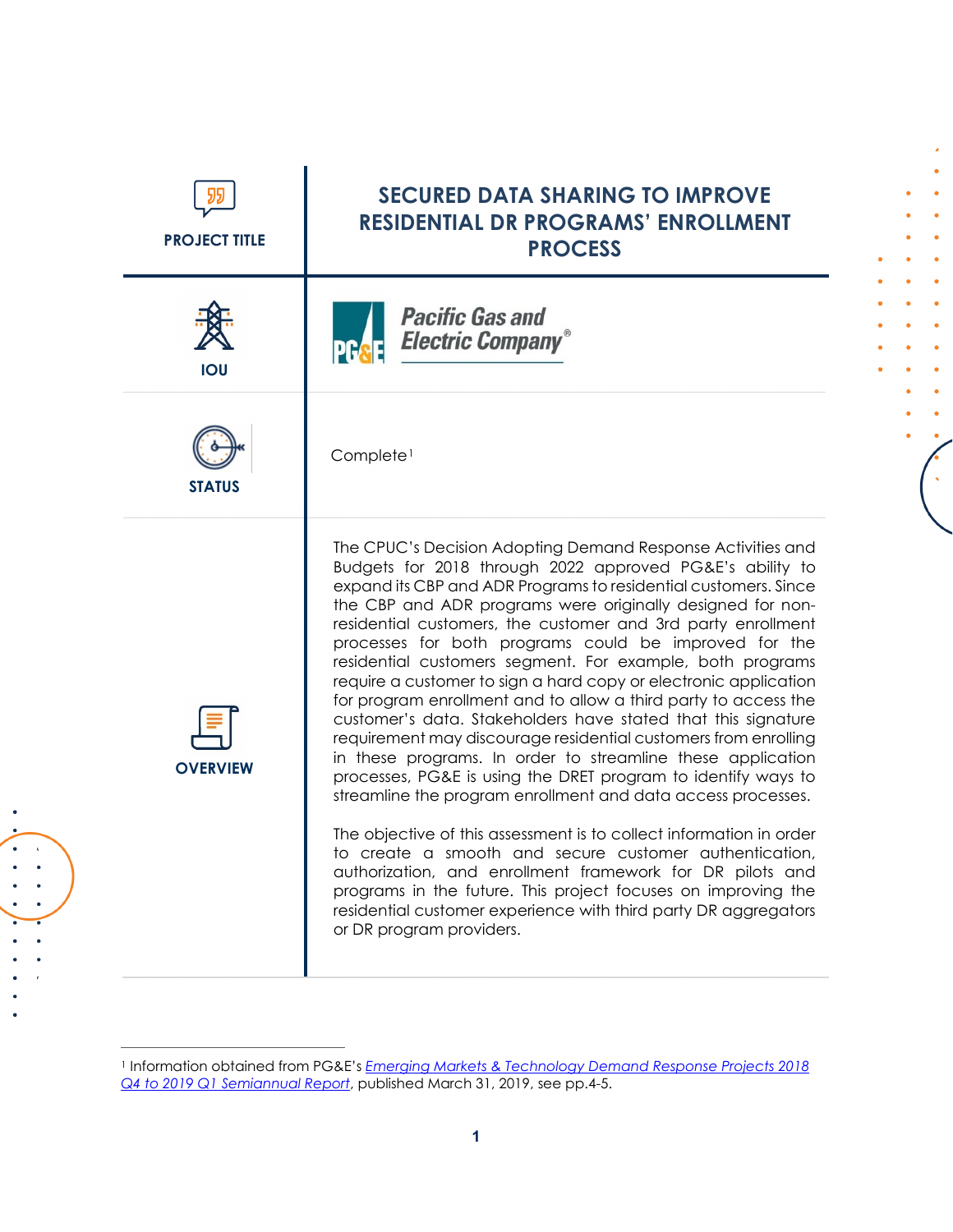| PROJECT TITLE | SECURED DATA SHARING TO IMPROVE RESIDENTIAL DR PROGRAMS' ENROLLMENT PROCESS |
|---|---|
| IOU | Pacific Gas and Electric Company |
| STATUS | Complete[1] |
| OVERVIEW | The CPUC's Decision Adopting Demand Response Activities and Budgets for 2018 through 2022 approved PG&E's ability to expand its CBP and ADR Programs to residential customers. Since the CBP and ADR programs were originally designed for non-residential customers, the customer and 3rd party enrollment processes for both programs could be improved for the residential customers segment. For example, both programs require a customer to sign a hard copy or electronic application for program enrollment and to allow a third party to access the customer's data. Stakeholders have stated that this signature requirement may discourage residential customers from enrolling in these programs. In order to streamline these application processes, PG&E is using the DRET program to identify ways to streamline the program enrollment and data access processes.<br><br>The objective of this assessment is to collect information in order to create a smooth and secure customer authentication, authorization, and enrollment framework for DR pilots and programs in the future. This project focuses on improving the residential customer experience with third party DR aggregators or DR program providers. |

[1] Information obtained from PG&E's *Emerging Markets & Technology Demand Response Projects 2018 Q4 to 2019 Q1 Semiannual Report*, published March 31, 2019, see pp.4-5.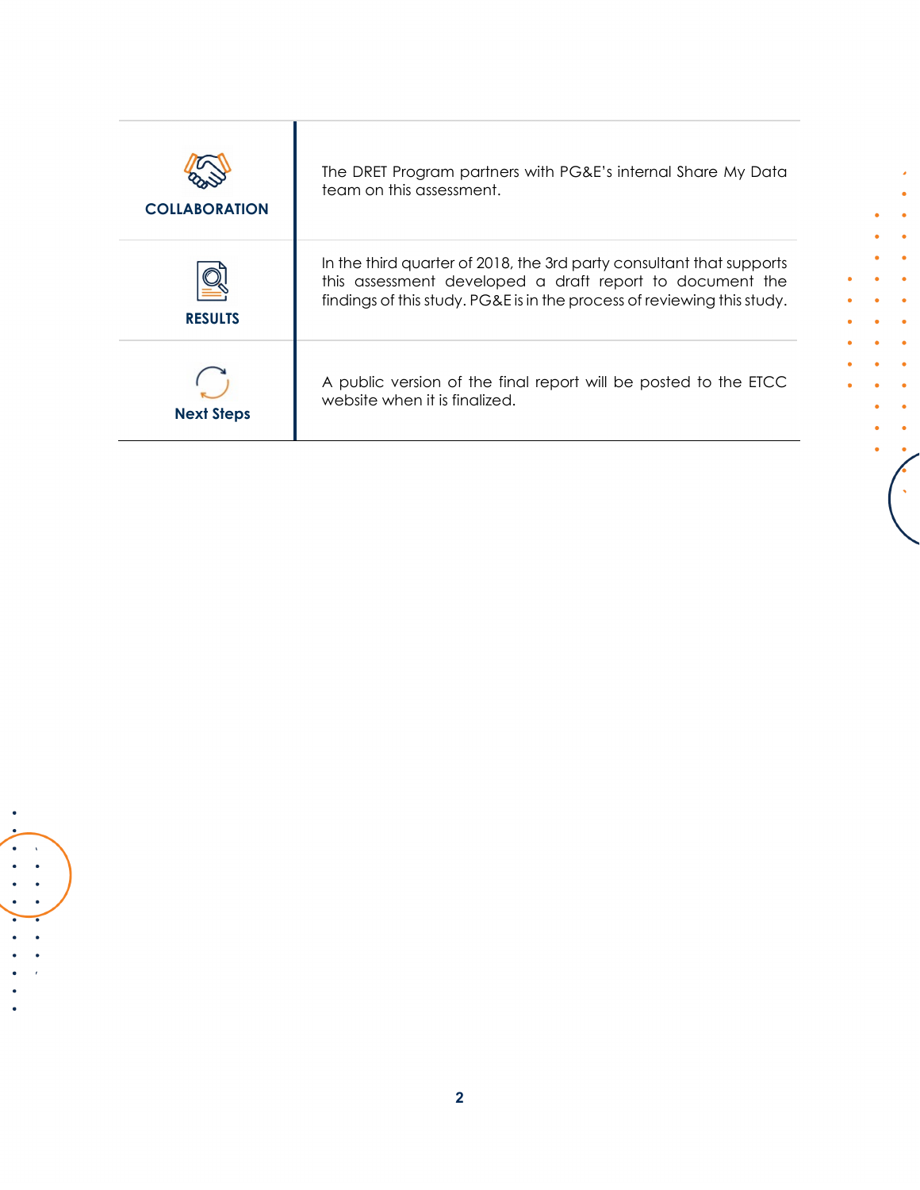| | |
|---|---|
| **COLLABORATION** | The DRET Program partners with PG&E's internal Share My Data team on this assessment. |
| **RESULTS** | In the third quarter of 2018, the 3rd party consultant that supports this assessment developed a draft report to document the findings of this study. PG&E is in the process of reviewing this study. |
| **Next Steps** | A public version of the final report will be posted to the ETCC website when it is finalized. |